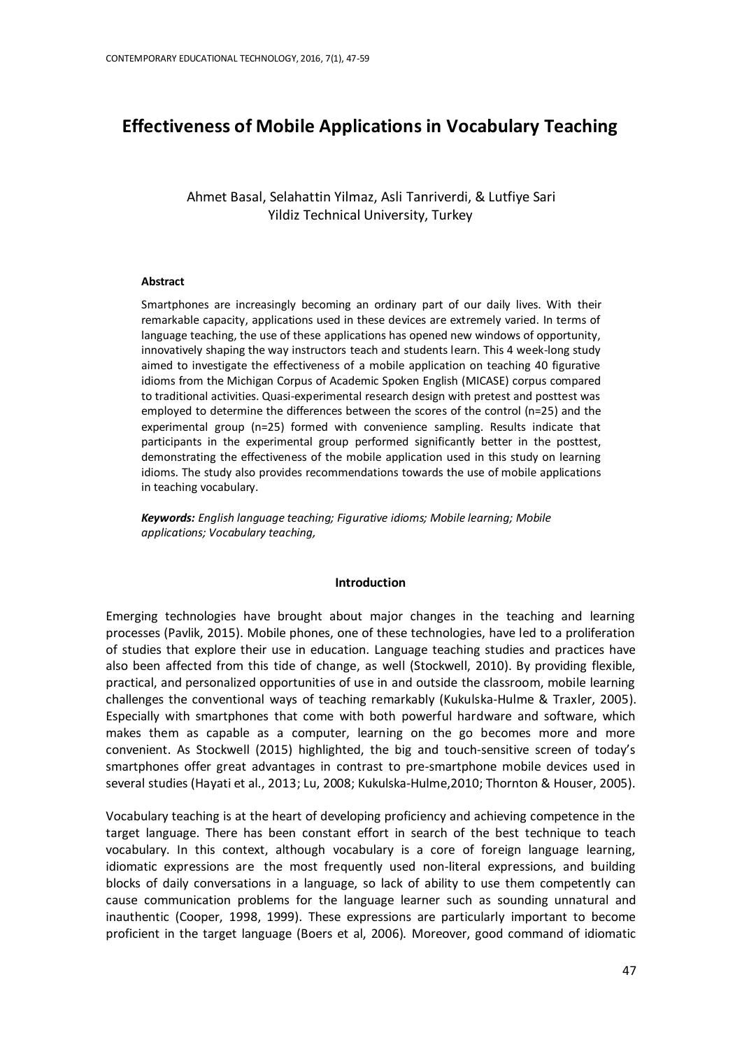# Effectiveness of Mobile Applications in Vocabulary Teaching

Ahmet Basal, Selahattin Yilmaz, Asli Tanriverdi, & Lutfiye Sari
Yildiz Technical University, Turkey

### Abstract

Smartphones are increasingly becoming an ordinary part of our daily lives. With their remarkable capacity, applications used in these devices are extremely varied. In terms of language teaching, the use of these applications has opened new windows of opportunity, innovatively shaping the way instructors teach and students learn. This 4 week-long study aimed to investigate the effectiveness of a mobile application on teaching 40 figurative idioms from the Michigan Corpus of Academic Spoken English (MICASE) corpus compared to traditional activities. Quasi-experimental research design with pretest and posttest was employed to determine the differences between the scores of the control (n=25) and the experimental group (n=25) formed with convenience sampling. Results indicate that participants in the experimental group performed significantly better in the posttest, demonstrating the effectiveness of the mobile application used in this study on learning idioms. The study also provides recommendations towards the use of mobile applications in teaching vocabulary.

***Keywords:*** *English language teaching; Figurative idioms; Mobile learning; Mobile applications; Vocabulary teaching,*

## Introduction

Emerging technologies have brought about major changes in the teaching and learning processes (Pavlik, 2015). Mobile phones, one of these technologies, have led to a proliferation of studies that explore their use in education. Language teaching studies and practices have also been affected from this tide of change, as well (Stockwell, 2010). By providing flexible, practical, and personalized opportunities of use in and outside the classroom, mobile learning challenges the conventional ways of teaching remarkably (Kukulska-Hulme & Traxler, 2005). Especially with smartphones that come with both powerful hardware and software, which makes them as capable as a computer, learning on the go becomes more and more convenient. As Stockwell (2015) highlighted, the big and touch-sensitive screen of today's smartphones offer great advantages in contrast to pre-smartphone mobile devices used in several studies (Hayati et al., 2013; Lu, 2008; Kukulska-Hulme,2010; Thornton & Houser, 2005).

Vocabulary teaching is at the heart of developing proficiency and achieving competence in the target language. There has been constant effort in search of the best technique to teach vocabulary. In this context, although vocabulary is a core of foreign language learning, idiomatic expressions are the most frequently used non-literal expressions, and building blocks of daily conversations in a language, so lack of ability to use them competently can cause communication problems for the language learner such as sounding unnatural and inauthentic (Cooper, 1998, 1999). These expressions are particularly important to become proficient in the target language (Boers et al, 2006). Moreover, good command of idiomatic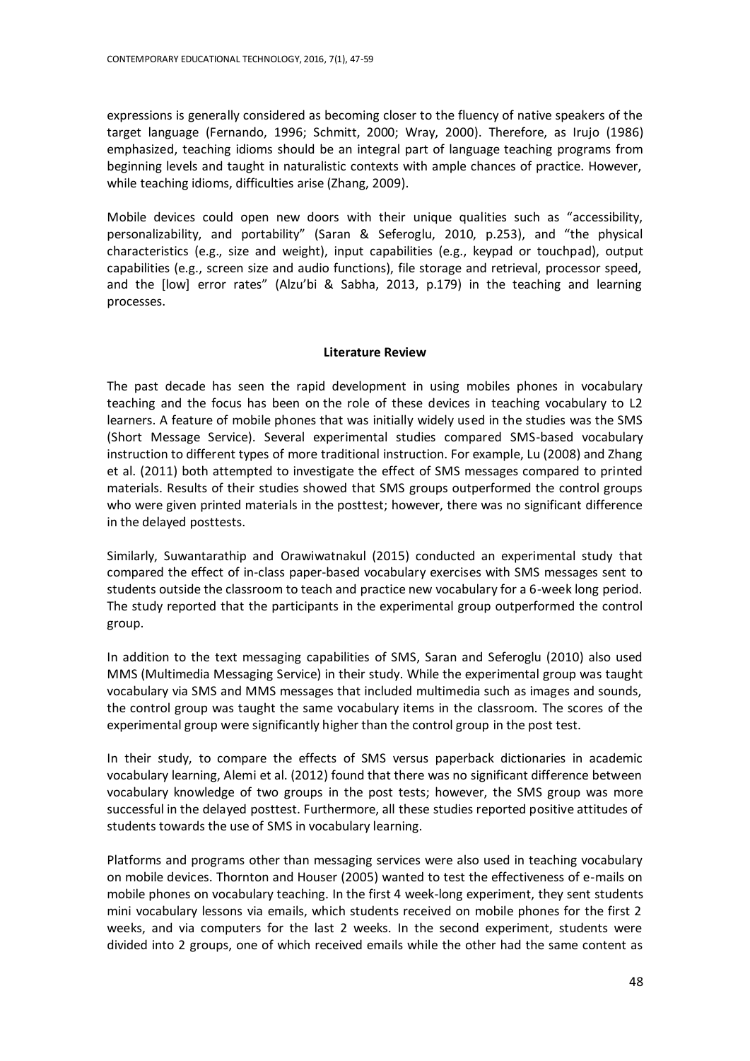expressions is generally considered as becoming closer to the fluency of native speakers of the target language (Fernando, 1996; Schmitt, 2000; Wray, 2000). Therefore, as Irujo (1986) emphasized, teaching idioms should be an integral part of language teaching programs from beginning levels and taught in naturalistic contexts with ample chances of practice. However, while teaching idioms, difficulties arise (Zhang, 2009).

Mobile devices could open new doors with their unique qualities such as "accessibility, personalizability, and portability" (Saran & Seferoglu, 2010, p.253), and "the physical characteristics (e.g., size and weight), input capabilities (e.g., keypad or touchpad), output capabilities (e.g., screen size and audio functions), file storage and retrieval, processor speed, and the [low] error rates" (Alzu'bi & Sabha, 2013, p.179) in the teaching and learning processes.

## Literature Review

The past decade has seen the rapid development in using mobiles phones in vocabulary teaching and the focus has been on the role of these devices in teaching vocabulary to L2 learners. A feature of mobile phones that was initially widely used in the studies was the SMS (Short Message Service). Several experimental studies compared SMS-based vocabulary instruction to different types of more traditional instruction. For example, Lu (2008) and Zhang et al. (2011) both attempted to investigate the effect of SMS messages compared to printed materials. Results of their studies showed that SMS groups outperformed the control groups who were given printed materials in the posttest; however, there was no significant difference in the delayed posttests.

Similarly, Suwantarathip and Orawiwatnakul (2015) conducted an experimental study that compared the effect of in-class paper-based vocabulary exercises with SMS messages sent to students outside the classroom to teach and practice new vocabulary for a 6-week long period. The study reported that the participants in the experimental group outperformed the control group.

In addition to the text messaging capabilities of SMS, Saran and Seferoglu (2010) also used MMS (Multimedia Messaging Service) in their study. While the experimental group was taught vocabulary via SMS and MMS messages that included multimedia such as images and sounds, the control group was taught the same vocabulary items in the classroom. The scores of the experimental group were significantly higher than the control group in the post test.

In their study, to compare the effects of SMS versus paperback dictionaries in academic vocabulary learning, Alemi et al. (2012) found that there was no significant difference between vocabulary knowledge of two groups in the post tests; however, the SMS group was more successful in the delayed posttest. Furthermore, all these studies reported positive attitudes of students towards the use of SMS in vocabulary learning.

Platforms and programs other than messaging services were also used in teaching vocabulary on mobile devices. Thornton and Houser (2005) wanted to test the effectiveness of e-mails on mobile phones on vocabulary teaching. In the first 4 week-long experiment, they sent students mini vocabulary lessons via emails, which students received on mobile phones for the first 2 weeks, and via computers for the last 2 weeks. In the second experiment, students were divided into 2 groups, one of which received emails while the other had the same content as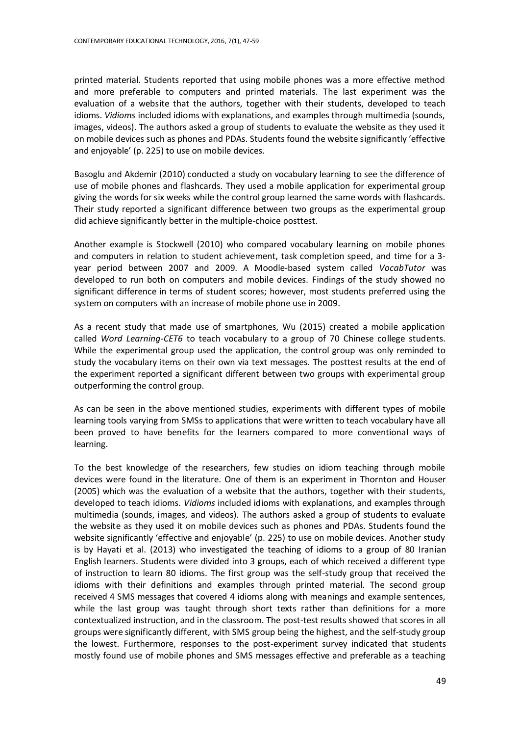printed material. Students reported that using mobile phones was a more effective method and more preferable to computers and printed materials. The last experiment was the evaluation of a website that the authors, together with their students, developed to teach idioms. *Vidioms* included idioms with explanations, and examples through multimedia (sounds, images, videos). The authors asked a group of students to evaluate the website as they used it on mobile devices such as phones and PDAs. Students found the website significantly 'effective and enjoyable' (p. 225) to use on mobile devices.

Basoglu and Akdemir (2010) conducted a study on vocabulary learning to see the difference of use of mobile phones and flashcards. They used a mobile application for experimental group giving the words for six weeks while the control group learned the same words with flashcards. Their study reported a significant difference between two groups as the experimental group did achieve significantly better in the multiple-choice posttest.

Another example is Stockwell (2010) who compared vocabulary learning on mobile phones and computers in relation to student achievement, task completion speed, and time for a 3-year period between 2007 and 2009. A Moodle-based system called *VocabTutor* was developed to run both on computers and mobile devices. Findings of the study showed no significant difference in terms of student scores; however, most students preferred using the system on computers with an increase of mobile phone use in 2009.

As a recent study that made use of smartphones, Wu (2015) created a mobile application called *Word Learning-CET6* to teach vocabulary to a group of 70 Chinese college students. While the experimental group used the application, the control group was only reminded to study the vocabulary items on their own via text messages. The posttest results at the end of the experiment reported a significant different between two groups with experimental group outperforming the control group.

As can be seen in the above mentioned studies, experiments with different types of mobile learning tools varying from SMSs to applications that were written to teach vocabulary have all been proved to have benefits for the learners compared to more conventional ways of learning.

To the best knowledge of the researchers, few studies on idiom teaching through mobile devices were found in the literature. One of them is an experiment in Thornton and Houser (2005) which was the evaluation of a website that the authors, together with their students, developed to teach idioms. *Vidioms* included idioms with explanations, and examples through multimedia (sounds, images, and videos). The authors asked a group of students to evaluate the website as they used it on mobile devices such as phones and PDAs. Students found the website significantly 'effective and enjoyable' (p. 225) to use on mobile devices. Another study is by Hayati et al. (2013) who investigated the teaching of idioms to a group of 80 Iranian English learners. Students were divided into 3 groups, each of which received a different type of instruction to learn 80 idioms. The first group was the self-study group that received the idioms with their definitions and examples through printed material. The second group received 4 SMS messages that covered 4 idioms along with meanings and example sentences, while the last group was taught through short texts rather than definitions for a more contextualized instruction, and in the classroom. The post-test results showed that scores in all groups were significantly different, with SMS group being the highest, and the self-study group the lowest. Furthermore, responses to the post-experiment survey indicated that students mostly found use of mobile phones and SMS messages effective and preferable as a teaching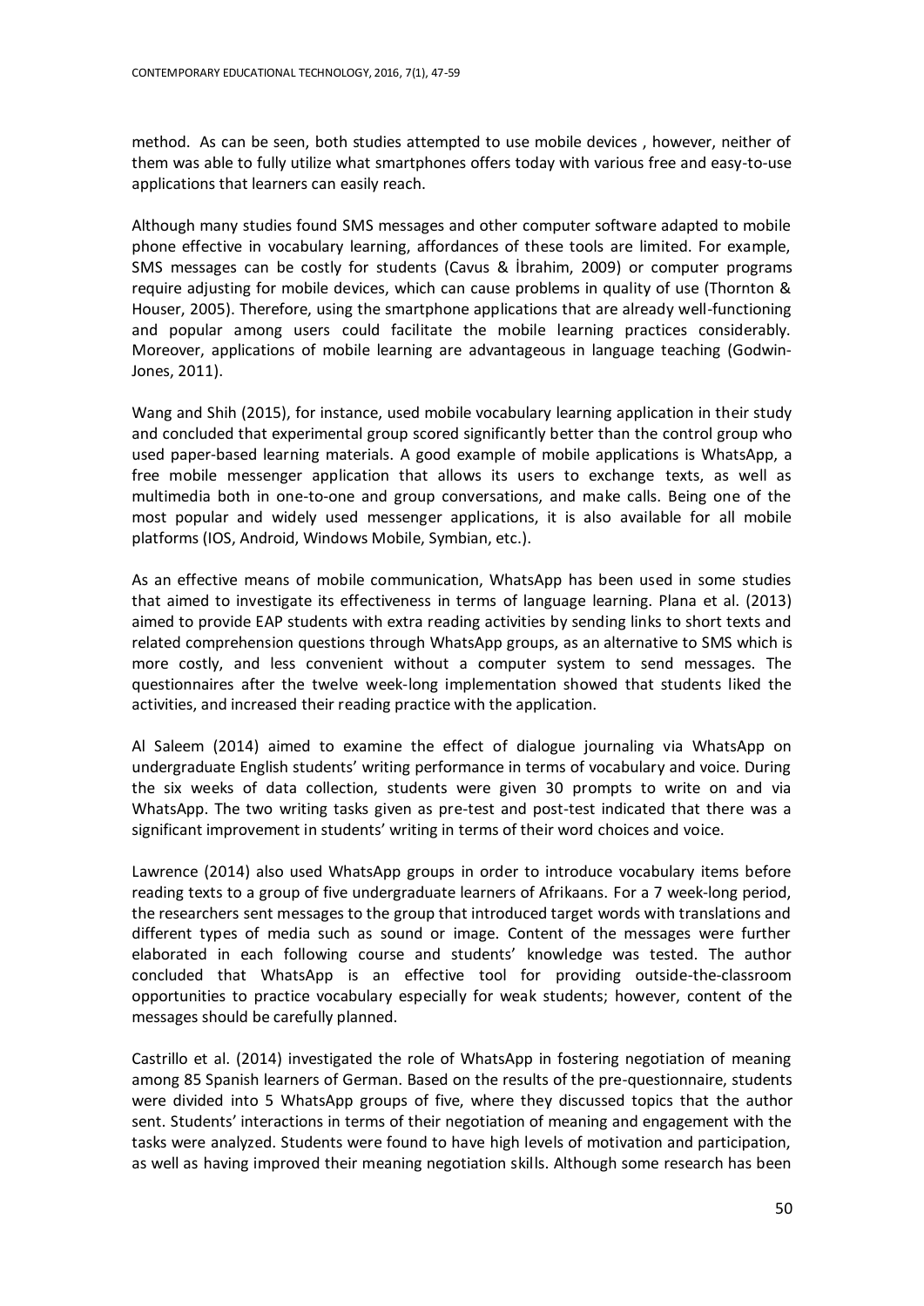method. As can be seen, both studies attempted to use mobile devices , however, neither of them was able to fully utilize what smartphones offers today with various free and easy-to-use applications that learners can easily reach.

Although many studies found SMS messages and other computer software adapted to mobile phone effective in vocabulary learning, affordances of these tools are limited. For example, SMS messages can be costly for students (Cavus & İbrahim, 2009) or computer programs require adjusting for mobile devices, which can cause problems in quality of use (Thornton & Houser, 2005). Therefore, using the smartphone applications that are already well-functioning and popular among users could facilitate the mobile learning practices considerably. Moreover, applications of mobile learning are advantageous in language teaching (Godwin-Jones, 2011).

Wang and Shih (2015), for instance, used mobile vocabulary learning application in their study and concluded that experimental group scored significantly better than the control group who used paper-based learning materials. A good example of mobile applications is WhatsApp, a free mobile messenger application that allows its users to exchange texts, as well as multimedia both in one-to-one and group conversations, and make calls. Being one of the most popular and widely used messenger applications, it is also available for all mobile platforms (IOS, Android, Windows Mobile, Symbian, etc.).

As an effective means of mobile communication, WhatsApp has been used in some studies that aimed to investigate its effectiveness in terms of language learning. Plana et al. (2013) aimed to provide EAP students with extra reading activities by sending links to short texts and related comprehension questions through WhatsApp groups, as an alternative to SMS which is more costly, and less convenient without a computer system to send messages. The questionnaires after the twelve week-long implementation showed that students liked the activities, and increased their reading practice with the application.

Al Saleem (2014) aimed to examine the effect of dialogue journaling via WhatsApp on undergraduate English students' writing performance in terms of vocabulary and voice. During the six weeks of data collection, students were given 30 prompts to write on and via WhatsApp. The two writing tasks given as pre-test and post-test indicated that there was a significant improvement in students' writing in terms of their word choices and voice.

Lawrence (2014) also used WhatsApp groups in order to introduce vocabulary items before reading texts to a group of five undergraduate learners of Afrikaans. For a 7 week-long period, the researchers sent messages to the group that introduced target words with translations and different types of media such as sound or image. Content of the messages were further elaborated in each following course and students' knowledge was tested. The author concluded that WhatsApp is an effective tool for providing outside-the-classroom opportunities to practice vocabulary especially for weak students; however, content of the messages should be carefully planned.

Castrillo et al. (2014) investigated the role of WhatsApp in fostering negotiation of meaning among 85 Spanish learners of German. Based on the results of the pre-questionnaire, students were divided into 5 WhatsApp groups of five, where they discussed topics that the author sent. Students' interactions in terms of their negotiation of meaning and engagement with the tasks were analyzed. Students were found to have high levels of motivation and participation, as well as having improved their meaning negotiation skills. Although some research has been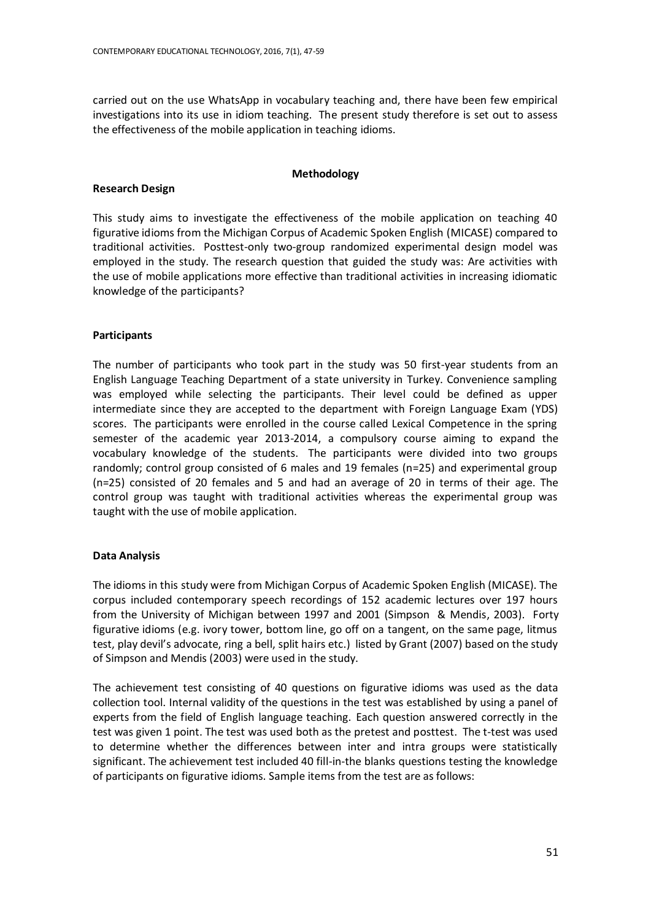carried out on the use WhatsApp in vocabulary teaching and, there have been few empirical investigations into its use in idiom teaching. The present study therefore is set out to assess the effectiveness of the mobile application in teaching idioms.

## Methodology

### Research Design

This study aims to investigate the effectiveness of the mobile application on teaching 40 figurative idioms from the Michigan Corpus of Academic Spoken English (MICASE) compared to traditional activities. Posttest-only two-group randomized experimental design model was employed in the study. The research question that guided the study was: Are activities with the use of mobile applications more effective than traditional activities in increasing idiomatic knowledge of the participants?

### Participants

The number of participants who took part in the study was 50 first-year students from an English Language Teaching Department of a state university in Turkey. Convenience sampling was employed while selecting the participants. Their level could be defined as upper intermediate since they are accepted to the department with Foreign Language Exam (YDS) scores. The participants were enrolled in the course called Lexical Competence in the spring semester of the academic year 2013-2014, a compulsory course aiming to expand the vocabulary knowledge of the students. The participants were divided into two groups randomly; control group consisted of 6 males and 19 females (n=25) and experimental group (n=25) consisted of 20 females and 5 and had an average of 20 in terms of their age. The control group was taught with traditional activities whereas the experimental group was taught with the use of mobile application.

### Data Analysis

The idioms in this study were from Michigan Corpus of Academic Spoken English (MICASE). The corpus included contemporary speech recordings of 152 academic lectures over 197 hours from the University of Michigan between 1997 and 2001 (Simpson & Mendis, 2003). Forty figurative idioms (e.g. ivory tower, bottom line, go off on a tangent, on the same page, litmus test, play devil's advocate, ring a bell, split hairs etc.) listed by Grant (2007) based on the study of Simpson and Mendis (2003) were used in the study.

The achievement test consisting of 40 questions on figurative idioms was used as the data collection tool. Internal validity of the questions in the test was established by using a panel of experts from the field of English language teaching. Each question answered correctly in the test was given 1 point. The test was used both as the pretest and posttest. The t-test was used to determine whether the differences between inter and intra groups were statistically significant. The achievement test included 40 fill-in-the blanks questions testing the knowledge of participants on figurative idioms. Sample items from the test are as follows: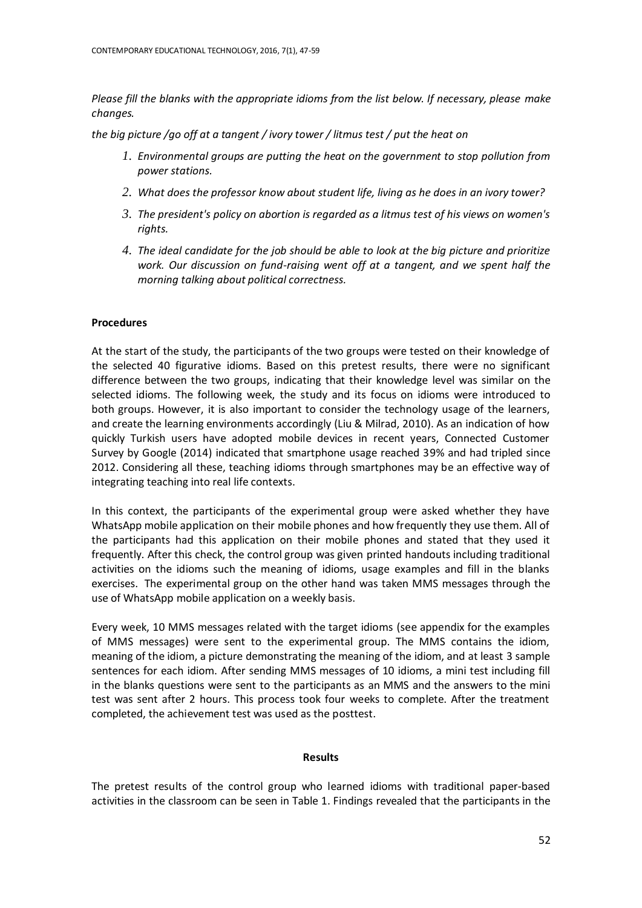*Please fill the blanks with the appropriate idioms from the list below. If necessary, please make changes.*

*the big picture /go off at a tangent / ivory tower / litmus test / put the heat on*

1. *Environmental groups are putting the heat on the government to stop pollution from power stations.*
2. *What does the professor know about student life, living as he does in an ivory tower?*
3. *The president's policy on abortion is regarded as a litmus test of his views on women's rights.*
4. *The ideal candidate for the job should be able to look at the big picture and prioritize work. Our discussion on fund-raising went off at a tangent, and we spent half the morning talking about political correctness.*

**Procedures**

At the start of the study, the participants of the two groups were tested on their knowledge of the selected 40 figurative idioms. Based on this pretest results, there were no significant difference between the two groups, indicating that their knowledge level was similar on the selected idioms. The following week, the study and its focus on idioms were introduced to both groups. However, it is also important to consider the technology usage of the learners, and create the learning environments accordingly (Liu & Milrad, 2010). As an indication of how quickly Turkish users have adopted mobile devices in recent years, Connected Customer Survey by Google (2014) indicated that smartphone usage reached 39% and had tripled since 2012. Considering all these, teaching idioms through smartphones may be an effective way of integrating teaching into real life contexts.

In this context, the participants of the experimental group were asked whether they have WhatsApp mobile application on their mobile phones and how frequently they use them. All of the participants had this application on their mobile phones and stated that they used it frequently. After this check, the control group was given printed handouts including traditional activities on the idioms such the meaning of idioms, usage examples and fill in the blanks exercises. The experimental group on the other hand was taken MMS messages through the use of WhatsApp mobile application on a weekly basis.

Every week, 10 MMS messages related with the target idioms (see appendix for the examples of MMS messages) were sent to the experimental group. The MMS contains the idiom, meaning of the idiom, a picture demonstrating the meaning of the idiom, and at least 3 sample sentences for each idiom. After sending MMS messages of 10 idioms, a mini test including fill in the blanks questions were sent to the participants as an MMS and the answers to the mini test was sent after 2 hours. This process took four weeks to complete. After the treatment completed, the achievement test was used as the posttest.

## Results

The pretest results of the control group who learned idioms with traditional paper-based activities in the classroom can be seen in Table 1. Findings revealed that the participants in the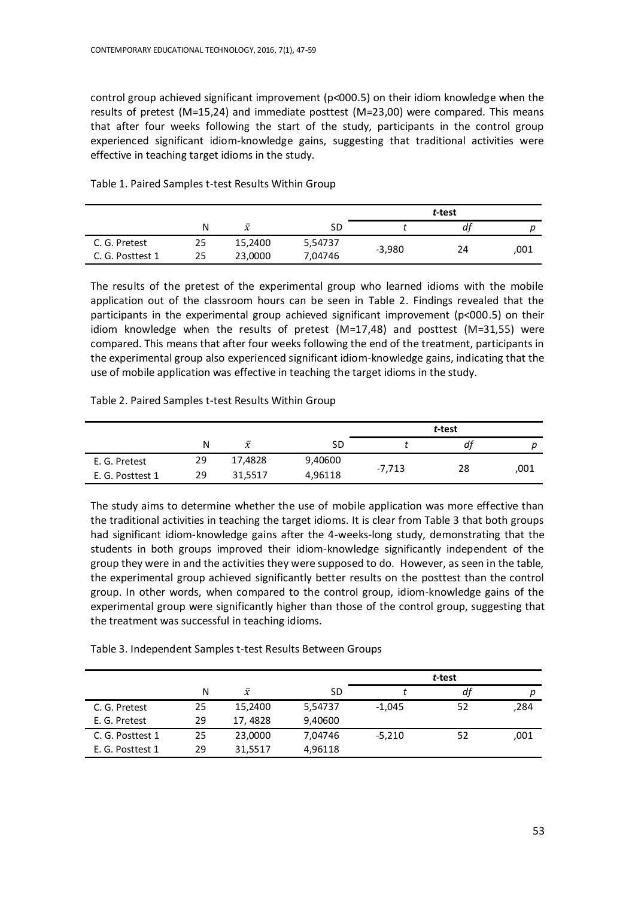control group achieved significant improvement (p<000.5) on their idiom knowledge when the results of pretest (M=15,24) and immediate posttest (M=23,00) were compared. This means that after four weeks following the start of the study, participants in the control group experienced significant idiom-knowledge gains, suggesting that traditional activities were effective in teaching target idioms in the study.

Table 1. Paired Samples t-test Results Within Group

| | | | | *t*-test | | |
|---|---|---|---|---|---|---|
| | N | $\bar{x}$ | SD | *t* | *df* | *p* |
| C. G. Pretest | 25 | 15,2400 | 5,54737 | -3,980 | 24 | ,001 |
| C. G. Posttest 1 | 25 | 23,0000 | 7,04746 | | | |

The results of the pretest of the experimental group who learned idioms with the mobile application out of the classroom hours can be seen in Table 2. Findings revealed that the participants in the experimental group achieved significant improvement (p<000.5) on their idiom knowledge when the results of pretest (M=17,48) and posttest (M=31,55) were compared. This means that after four weeks following the end of the treatment, participants in the experimental group also experienced significant idiom-knowledge gains, indicating that the use of mobile application was effective in teaching the target idioms in the study.

Table 2. Paired Samples t-test Results Within Group

| | | | | *t*-test | | |
|---|---|---|---|---|---|---|
| | N | $\bar{x}$ | SD | *t* | *df* | *p* |
| E. G. Pretest | 29 | 17,4828 | 9,40600 | -7,713 | 28 | ,001 |
| E. G. Posttest 1 | 29 | 31,5517 | 4,96118 | | | |

The study aims to determine whether the use of mobile application was more effective than the traditional activities in teaching the target idioms. It is clear from Table 3 that both groups had significant idiom-knowledge gains after the 4-weeks-long study, demonstrating that the students in both groups improved their idiom-knowledge significantly independent of the group they were in and the activities they were supposed to do. However, as seen in the table, the experimental group achieved significantly better results on the posttest than the control group. In other words, when compared to the control group, idiom-knowledge gains of the experimental group were significantly higher than those of the control group, suggesting that the treatment was successful in teaching idioms.

Table 3. Independent Samples t-test Results Between Groups

| | | | | *t*-test | | |
|---|---|---|---|---|---|---|
| | N | $\bar{x}$ | SD | *t* | *df* | *p* |
| C. G. Pretest | 25 | 15,2400 | 5,54737 | -1,045 | 52 | ,284 |
| E. G. Pretest | 29 | 17, 4828 | 9,40600 | | | |
| C. G. Posttest 1 | 25 | 23,0000 | 7,04746 | -5,210 | 52 | ,001 |
| E. G. Posttest 1 | 29 | 31,5517 | 4,96118 | | | |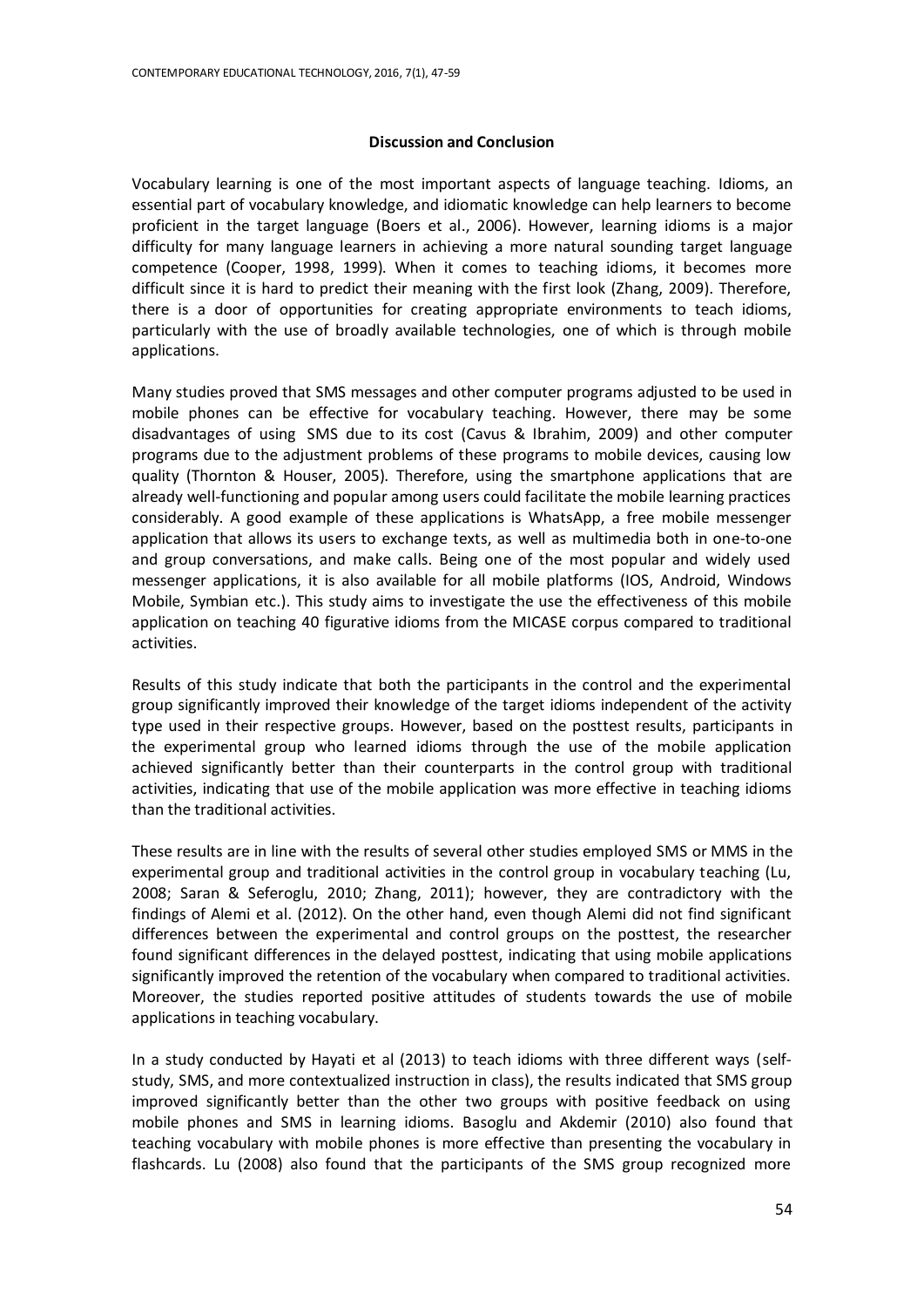## Discussion and Conclusion

Vocabulary learning is one of the most important aspects of language teaching. Idioms, an essential part of vocabulary knowledge, and idiomatic knowledge can help learners to become proficient in the target language (Boers et al., 2006). However, learning idioms is a major difficulty for many language learners in achieving a more natural sounding target language competence (Cooper, 1998, 1999). When it comes to teaching idioms, it becomes more difficult since it is hard to predict their meaning with the first look (Zhang, 2009). Therefore, there is a door of opportunities for creating appropriate environments to teach idioms, particularly with the use of broadly available technologies, one of which is through mobile applications.

Many studies proved that SMS messages and other computer programs adjusted to be used in mobile phones can be effective for vocabulary teaching. However, there may be some disadvantages of using SMS due to its cost (Cavus & Ibrahim, 2009) and other computer programs due to the adjustment problems of these programs to mobile devices, causing low quality (Thornton & Houser, 2005). Therefore, using the smartphone applications that are already well-functioning and popular among users could facilitate the mobile learning practices considerably. A good example of these applications is WhatsApp, a free mobile messenger application that allows its users to exchange texts, as well as multimedia both in one-to-one and group conversations, and make calls. Being one of the most popular and widely used messenger applications, it is also available for all mobile platforms (IOS, Android, Windows Mobile, Symbian etc.). This study aims to investigate the use the effectiveness of this mobile application on teaching 40 figurative idioms from the MICASE corpus compared to traditional activities.

Results of this study indicate that both the participants in the control and the experimental group significantly improved their knowledge of the target idioms independent of the activity type used in their respective groups. However, based on the posttest results, participants in the experimental group who learned idioms through the use of the mobile application achieved significantly better than their counterparts in the control group with traditional activities, indicating that use of the mobile application was more effective in teaching idioms than the traditional activities.

These results are in line with the results of several other studies employed SMS or MMS in the experimental group and traditional activities in the control group in vocabulary teaching (Lu, 2008; Saran & Seferoglu, 2010; Zhang, 2011); however, they are contradictory with the findings of Alemi et al. (2012). On the other hand, even though Alemi did not find significant differences between the experimental and control groups on the posttest, the researcher found significant differences in the delayed posttest, indicating that using mobile applications significantly improved the retention of the vocabulary when compared to traditional activities. Moreover, the studies reported positive attitudes of students towards the use of mobile applications in teaching vocabulary.

In a study conducted by Hayati et al (2013) to teach idioms with three different ways (self-study, SMS, and more contextualized instruction in class), the results indicated that SMS group improved significantly better than the other two groups with positive feedback on using mobile phones and SMS in learning idioms. Basoglu and Akdemir (2010) also found that teaching vocabulary with mobile phones is more effective than presenting the vocabulary in flashcards. Lu (2008) also found that the participants of the SMS group recognized more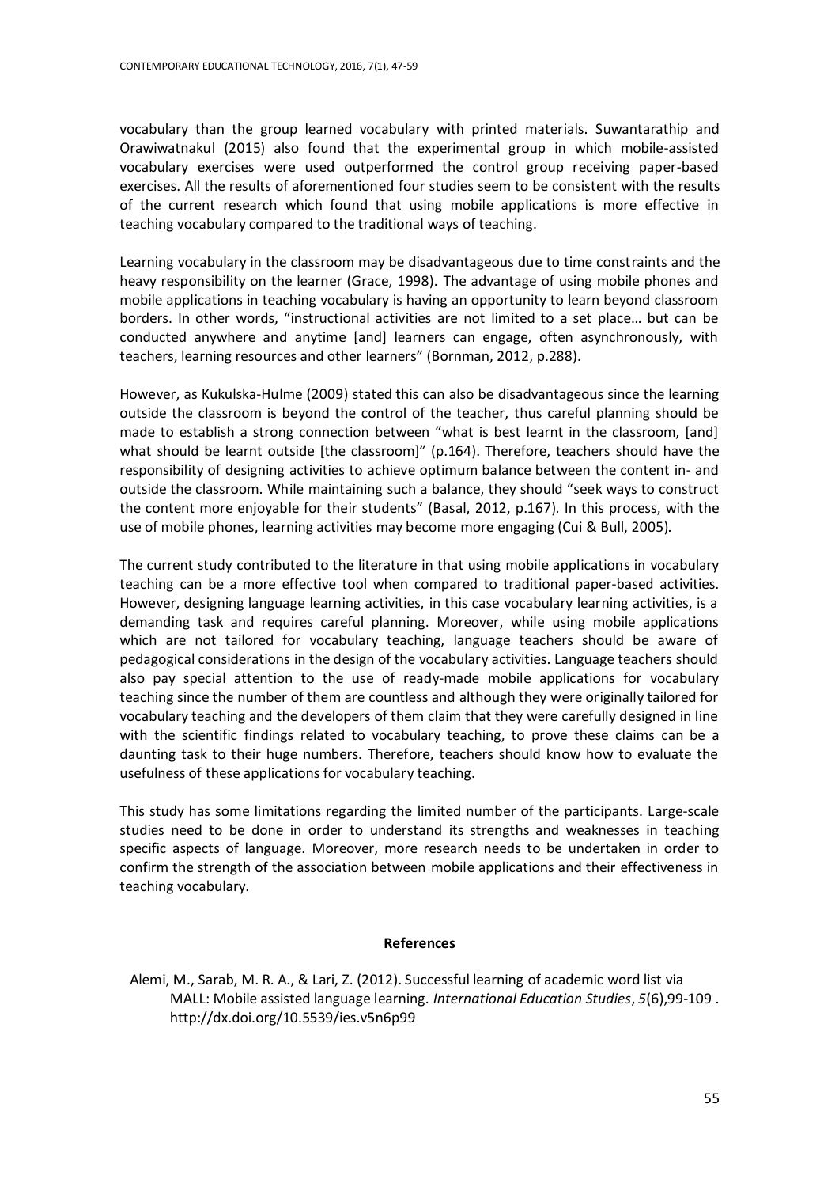vocabulary than the group learned vocabulary with printed materials. Suwantarathip and Orawiwatnakul (2015) also found that the experimental group in which mobile-assisted vocabulary exercises were used outperformed the control group receiving paper-based exercises. All the results of aforementioned four studies seem to be consistent with the results of the current research which found that using mobile applications is more effective in teaching vocabulary compared to the traditional ways of teaching.

Learning vocabulary in the classroom may be disadvantageous due to time constraints and the heavy responsibility on the learner (Grace, 1998). The advantage of using mobile phones and mobile applications in teaching vocabulary is having an opportunity to learn beyond classroom borders. In other words, "instructional activities are not limited to a set place… but can be conducted anywhere and anytime [and] learners can engage, often asynchronously, with teachers, learning resources and other learners" (Bornman, 2012, p.288).

However, as Kukulska-Hulme (2009) stated this can also be disadvantageous since the learning outside the classroom is beyond the control of the teacher, thus careful planning should be made to establish a strong connection between "what is best learnt in the classroom, [and] what should be learnt outside [the classroom]" (p.164). Therefore, teachers should have the responsibility of designing activities to achieve optimum balance between the content in- and outside the classroom. While maintaining such a balance, they should "seek ways to construct the content more enjoyable for their students" (Basal, 2012, p.167). In this process, with the use of mobile phones, learning activities may become more engaging (Cui & Bull, 2005).

The current study contributed to the literature in that using mobile applications in vocabulary teaching can be a more effective tool when compared to traditional paper-based activities. However, designing language learning activities, in this case vocabulary learning activities, is a demanding task and requires careful planning. Moreover, while using mobile applications which are not tailored for vocabulary teaching, language teachers should be aware of pedagogical considerations in the design of the vocabulary activities. Language teachers should also pay special attention to the use of ready-made mobile applications for vocabulary teaching since the number of them are countless and although they were originally tailored for vocabulary teaching and the developers of them claim that they were carefully designed in line with the scientific findings related to vocabulary teaching, to prove these claims can be a daunting task to their huge numbers. Therefore, teachers should know how to evaluate the usefulness of these applications for vocabulary teaching.

This study has some limitations regarding the limited number of the participants. Large-scale studies need to be done in order to understand its strengths and weaknesses in teaching specific aspects of language. Moreover, more research needs to be undertaken in order to confirm the strength of the association between mobile applications and their effectiveness in teaching vocabulary.

## References

Alemi, M., Sarab, M. R. A., & Lari, Z. (2012). Successful learning of academic word list via MALL: Mobile assisted language learning. *International Education Studies*, *5*(6),99-109 . http://dx.doi.org/10.5539/ies.v5n6p99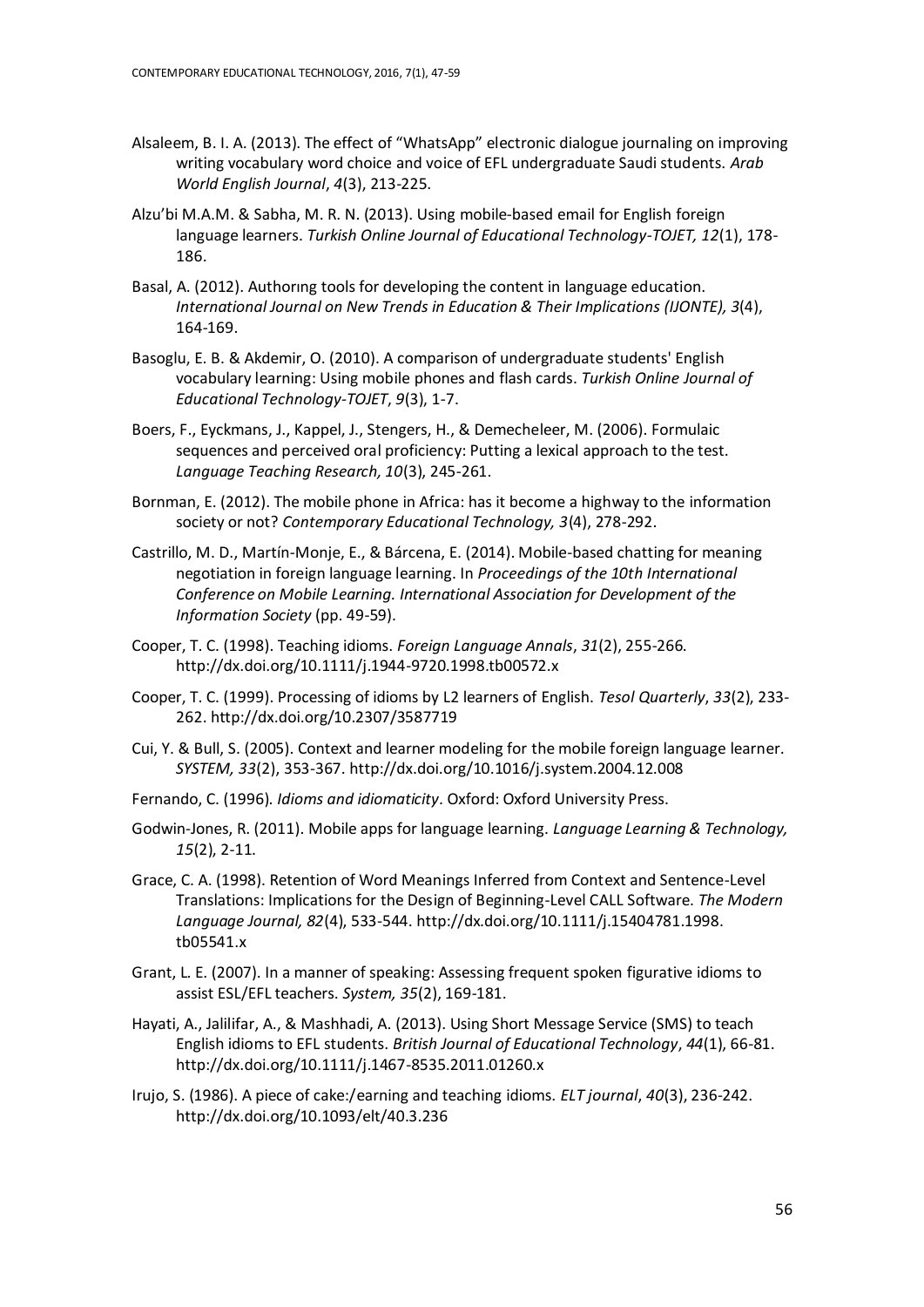Alsaleem, B. I. A. (2013). The effect of "WhatsApp" electronic dialogue journaling on improving writing vocabulary word choice and voice of EFL undergraduate Saudi students. *Arab World English Journal*, *4*(3), 213-225.

Alzu'bi M.A.M. & Sabha, M. R. N. (2013). Using mobile-based email for English foreign language learners. *Turkish Online Journal of Educational Technology-TOJET, 12*(1), 178-186.

Basal, A. (2012). Authorıng tools for developing the content in language education. *International Journal on New Trends in Education & Their Implications (IJONTE), 3*(4), 164-169.

Basoglu, E. B. & Akdemir, O. (2010). A comparison of undergraduate students' English vocabulary learning: Using mobile phones and flash cards. *Turkish Online Journal of Educational Technology-TOJET*, *9*(3), 1-7.

Boers, F., Eyckmans, J., Kappel, J., Stengers, H., & Demecheleer, M. (2006). Formulaic sequences and perceived oral proficiency: Putting a lexical approach to the test. *Language Teaching Research, 10*(3), 245-261.

Bornman, E. (2012). The mobile phone in Africa: has it become a highway to the information society or not? *Contemporary Educational Technology, 3*(4), 278-292.

Castrillo, M. D., Martín-Monje, E., & Bárcena, E. (2014). Mobile-based chatting for meaning negotiation in foreign language learning. In *Proceedings of the 10th International Conference on Mobile Learning. International Association for Development of the Information Society* (pp. 49-59).

Cooper, T. C. (1998). Teaching idioms. *Foreign Language Annals*, *31*(2), 255-266. http://dx.doi.org/10.1111/j.1944-9720.1998.tb00572.x

Cooper, T. C. (1999). Processing of idioms by L2 learners of English. *Tesol Quarterly*, *33*(2), 233-262. http://dx.doi.org/10.2307/3587719

Cui, Y. & Bull, S. (2005). Context and learner modeling for the mobile foreign language learner. *SYSTEM, 33*(2), 353-367. http://dx.doi.org/10.1016/j.system.2004.12.008

Fernando, C. (1996). *Idioms and idiomaticity*. Oxford: Oxford University Press.

Godwin-Jones, R. (2011). Mobile apps for language learning. *Language Learning & Technology, 15*(2), 2-11.

Grace, C. A. (1998). Retention of Word Meanings Inferred from Context and Sentence-Level Translations: Implications for the Design of Beginning-Level CALL Software. *The Modern Language Journal, 82*(4), 533-544. http://dx.doi.org/10.1111/j.15404781.1998.tb05541.x

Grant, L. E. (2007). In a manner of speaking: Assessing frequent spoken figurative idioms to assist ESL/EFL teachers. *System, 35*(2), 169-181.

Hayati, A., Jalilifar, A., & Mashhadi, A. (2013). Using Short Message Service (SMS) to teach English idioms to EFL students. *British Journal of Educational Technology*, *44*(1), 66-81. http://dx.doi.org/10.1111/j.1467-8535.2011.01260.x

Irujo, S. (1986). A piece of cake:/earning and teaching idioms. *ELT journal*, *40*(3), 236-242. http://dx.doi.org/10.1093/elt/40.3.236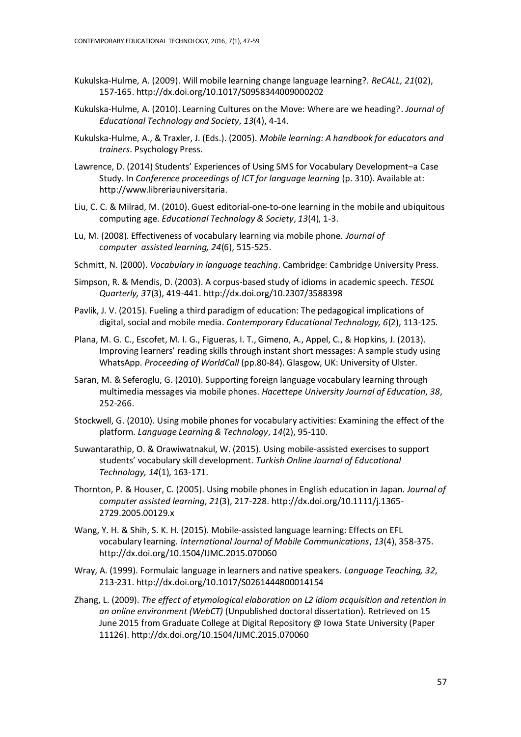Kukulska-Hulme, A. (2009). Will mobile learning change language learning?. *ReCALL, 21*(02), 157-165. http://dx.doi.org/10.1017/S0958344009000202

Kukulska-Hulme, A. (2010). Learning Cultures on the Move: Where are we heading?. *Journal of Educational Technology and Society*, *13*(4), 4-14.

Kukulska-Hulme, A., & Traxler, J. (Eds.). (2005). *Mobile learning: A handbook for educators and trainers*. Psychology Press.

Lawrence, D. (2014) Students' Experiences of Using SMS for Vocabulary Development–a Case Study. In *Conference proceedings of ICT for language learning* (p. 310). Available at: http://www.libreriauniversitaria.

Liu, C. C. & Milrad, M. (2010). Guest editorial-one-to-one learning in the mobile and ubiquitous computing age. *Educational Technology & Society*, *13*(4), 1-3.

Lu, M. (2008). Effectiveness of vocabulary learning via mobile phone. *Journal of computer assisted learning, 24*(6), 515-525.

Schmitt, N. (2000). *Vocabulary in language teaching*. Cambridge: Cambridge University Press.

Simpson, R. & Mendis, D. (2003). A corpus-based study of idioms in academic speech. *TESOL Quarterly, 37*(3), 419-441. http://dx.doi.org/10.2307/3588398

Pavlik, J. V. (2015). Fueling a third paradigm of education: The pedagogical implications of digital, social and mobile media. *Contemporary Educational Technology, 6*(2), 113-125.

Plana, M. G. C., Escofet, M. I. G., Figueras, I. T., Gimeno, A., Appel, C., & Hopkins, J. (2013). Improving learners' reading skills through instant short messages: A sample study using WhatsApp. *Proceeding of WorldCall* (pp.80-84). Glasgow, UK: University of Ulster.

Saran, M. & Seferoglu, G. (2010). Supporting foreign language vocabulary learning through multimedia messages via mobile phones. *Hacettepe University Journal of Education*, *38*, 252-266.

Stockwell, G. (2010). Using mobile phones for vocabulary activities: Examining the effect of the platform. *Language Learning & Technology*, *14*(2), 95-110.

Suwantarathip, O. & Orawiwatnakul, W. (2015). Using mobile-assisted exercises to support students' vocabulary skill development. *Turkish Online Journal of Educational Technology, 14*(1), 163-171.

Thornton, P. & Houser, C. (2005). Using mobile phones in English education in Japan. *Journal of computer assisted learning*, *21*(3), 217-228. http://dx.doi.org/10.1111/j.1365-2729.2005.00129.x

Wang, Y. H. & Shih, S. K. H. (2015). Mobile-assisted language learning: Effects on EFL vocabulary learning. *International Journal of Mobile Communications*, *13*(4), 358-375. http://dx.doi.org/10.1504/IJMC.2015.070060

Wray, A. (1999). Formulaic language in learners and native speakers. *Language Teaching, 32*, 213-231. http://dx.doi.org/10.1017/S0261444800014154

Zhang, L. (2009). *The effect of etymological elaboration on L2 idiom acquisition and retention in an online environment (WebCT)* (Unpublished doctoral dissertation). Retrieved on 15 June 2015 from Graduate College at Digital Repository @ Iowa State University (Paper 11126). http://dx.doi.org/10.1504/IJMC.2015.070060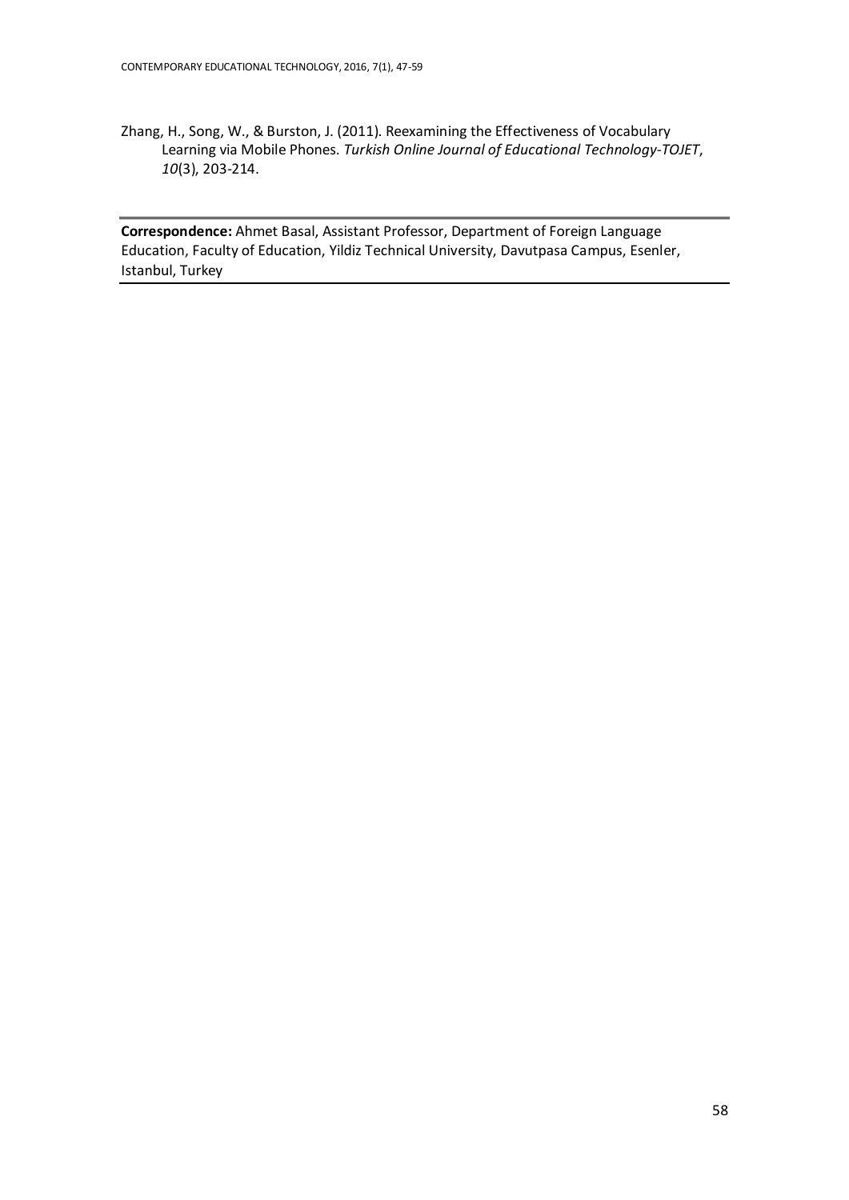Zhang, H., Song, W., & Burston, J. (2011). Reexamining the Effectiveness of Vocabulary Learning via Mobile Phones. *Turkish Online Journal of Educational Technology-TOJET*, *10*(3), 203-214.

---

**Correspondence:** Ahmet Basal, Assistant Professor, Department of Foreign Language Education, Faculty of Education, Yildiz Technical University, Davutpasa Campus, Esenler, Istanbul, Turkey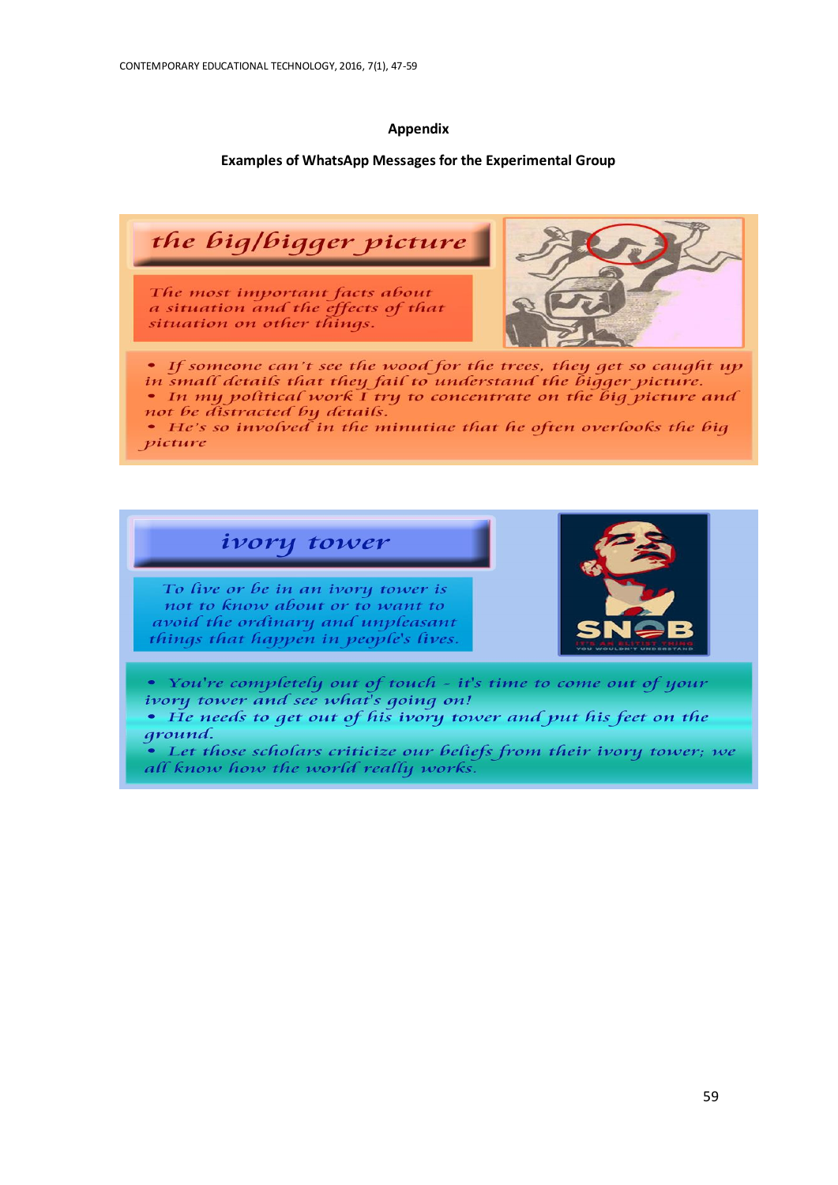## Appendix

### Examples of WhatsApp Messages for the Experimental Group

*the big/bigger picture*

*The most important facts about a situation and the effects of that situation on other things.*

- *If someone can't see the wood for the trees, they get so caught up in small details that they fail to understand the bigger picture.*
- *In my political work I try to concentrate on the big picture and not be distracted by details.*
- *He's so involved in the minutiae that he often overlooks the big picture*

*ivory tower*

*To live or be in an ivory tower is not to know about or to want to avoid the ordinary and unpleasant things that happen in people's lives.*

SNOB

IT'S AN ELITIST THING YOU WOULDN'T UNDERSTAND

- *You're completely out of touch - it's time to come out of your ivory tower and see what's going on!*
- *He needs to get out of his ivory tower and put his feet on the ground.*
- *Let those scholars criticize our beliefs from their ivory tower; we all know how the world really works.*